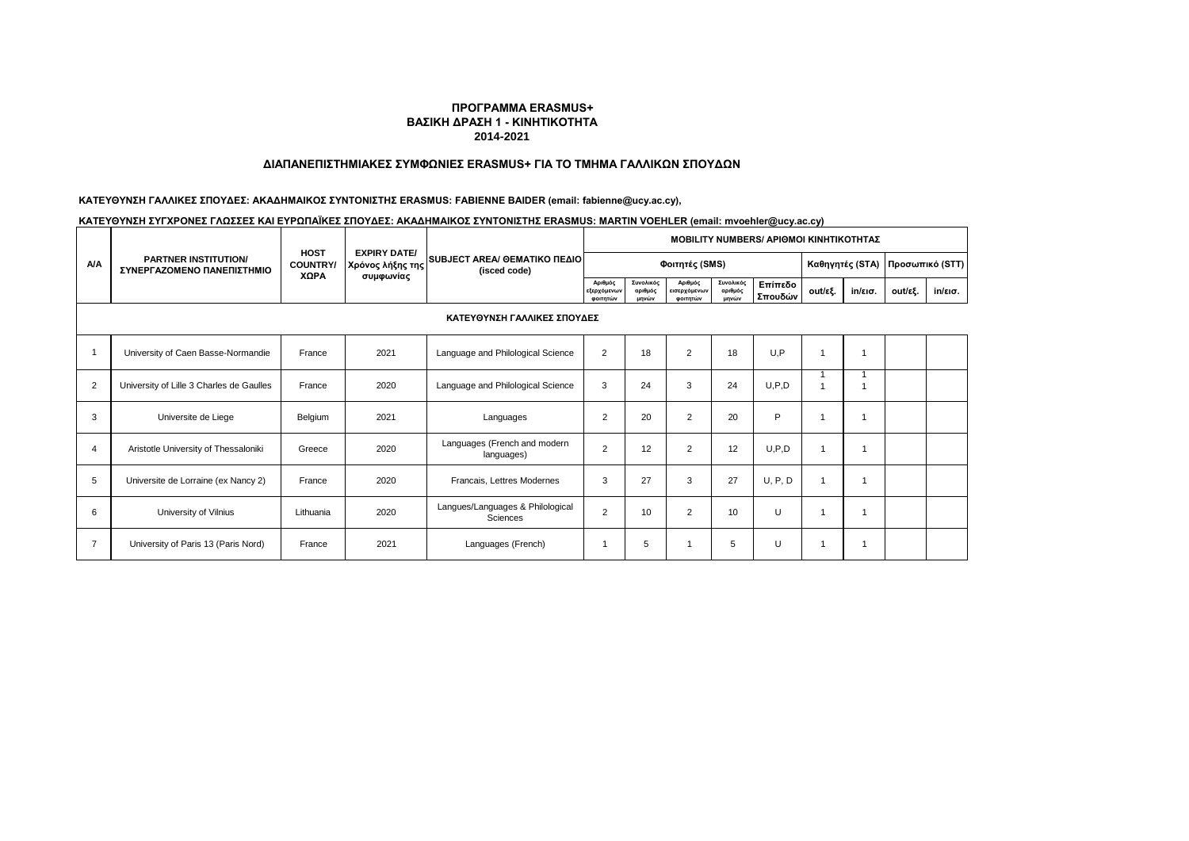**ΠΡΟΓΡΑΜΜΑ ERASMUS+**
**ΒΑΣΙΚΗ ΔΡΑΣΗ 1 - ΚΙΝΗΤΙΚΟΤΗΤΑ**
**2014-2021**

**ΔΙΑΠΑΝΕΠΙΣΤΗΜΙΑΚΕΣ ΣΥΜΦΩΝΙΕΣ ERASMUS+ ΓΙΑ ΤΟ ΤΜΗΜΑ ΓΑΛΛΙΚΩΝ ΣΠΟΥΔΩΝ**

**ΚΑΤΕΥΘΥΝΣΗ ΓΑΛΛΙΚΕΣ ΣΠΟΥΔΕΣ: ΑΚΑΔΗΜΑΙΚΟΣ ΣΥΝΤΟΝΙΣΤΗΣ ERASMUS: FABIENNE BAIDER (email: fabienne@ucy.ac.cy),**

**ΚΑΤΕΥΘΥΝΣΗ ΣΥΓΧΡΟΝΕΣ ΓΛΩΣΣΕΣ ΚΑΙ ΕΥΡΩΠΑΪΚΕΣ ΣΠΟΥΔΕΣ: ΑΚΑΔΗΜΑΙΚΟΣ ΣΥΝΤΟΝΙΣΤΗΣ ERASMUS: MARTIN VOEHLER (email: mvoehler@ucy.ac.cy)**

| A/A | PARTNER INSTITUTION/ ΣΥΝΕΡΓΑΖΟΜΕΝΟ ΠΑΝΕΠΙΣΤΗΜΙΟ | HOST COUNTRY/ ΧΩΡΑ | EXPIRY DATE/ Χρόνος λήξης της συμφωνίας | SUBJECT AREA/ ΘΕΜΑΤΙΚΟ ΠΕΔΙΟ (isced code) | MOBILITY NUMBERS/ ΑΡΙΘΜΟΙ ΚΙΝΗΤΙΚΟΤΗΤΑΣ | | | | | | | | |
|---|---|---|---|---|---|---|---|---|---|---|---|---|---|
| | | | | | Φοιτητές (SMS) | | | | | Καθηγητές (STA) | | Προσωπικό (STT) | |
| | | | | | Αριθμός εξερχόμενων φοιτητών | Συνολικός αριθμός μηνών | Αριθμός εισερχόμενων φοιτητών | Συνολικός αριθμός μηνών | Επίπεδο Σπουδών | out/εξ. | in/εισ. | out/εξ. | in/εισ. |
| **ΚΑΤΕΥΘΥΝΣΗ ΓΑΛΛΙΚΕΣ ΣΠΟΥΔΕΣ** | | | | | | | | | | | | | |
| 1 | University of Caen Basse-Normandie | France | 2021 | Language and Philological Science | 2 | 18 | 2 | 18 | U,P | 1 | 1 | | |
| 2 | University of Lille 3 Charles de Gaulles | France | 2020 | Language and Philological Science | 3 | 24 | 3 | 24 | U,P,D | 1<br>1 | 1<br>1 | | |
| 3 | Universite de Liege | Belgium | 2021 | Languages | 2 | 20 | 2 | 20 | P | 1 | 1 | | |
| 4 | Aristotle University of Thessaloniki | Greece | 2020 | Languages (French and modern languages) | 2 | 12 | 2 | 12 | U,P,D | 1 | 1 | | |
| 5 | Universite de Lorraine (ex Nancy 2) | France | 2020 | Francais, Lettres Modernes | 3 | 27 | 3 | 27 | U, P, D | 1 | 1 | | |
| 6 | University of Vilnius | Lithuania | 2020 | Langues/Languages & Philological Sciences | 2 | 10 | 2 | 10 | U | 1 | 1 | | |
| 7 | University of Paris 13 (Paris Nord) | France | 2021 | Languages (French) | 1 | 5 | 1 | 5 | U | 1 | 1 | | |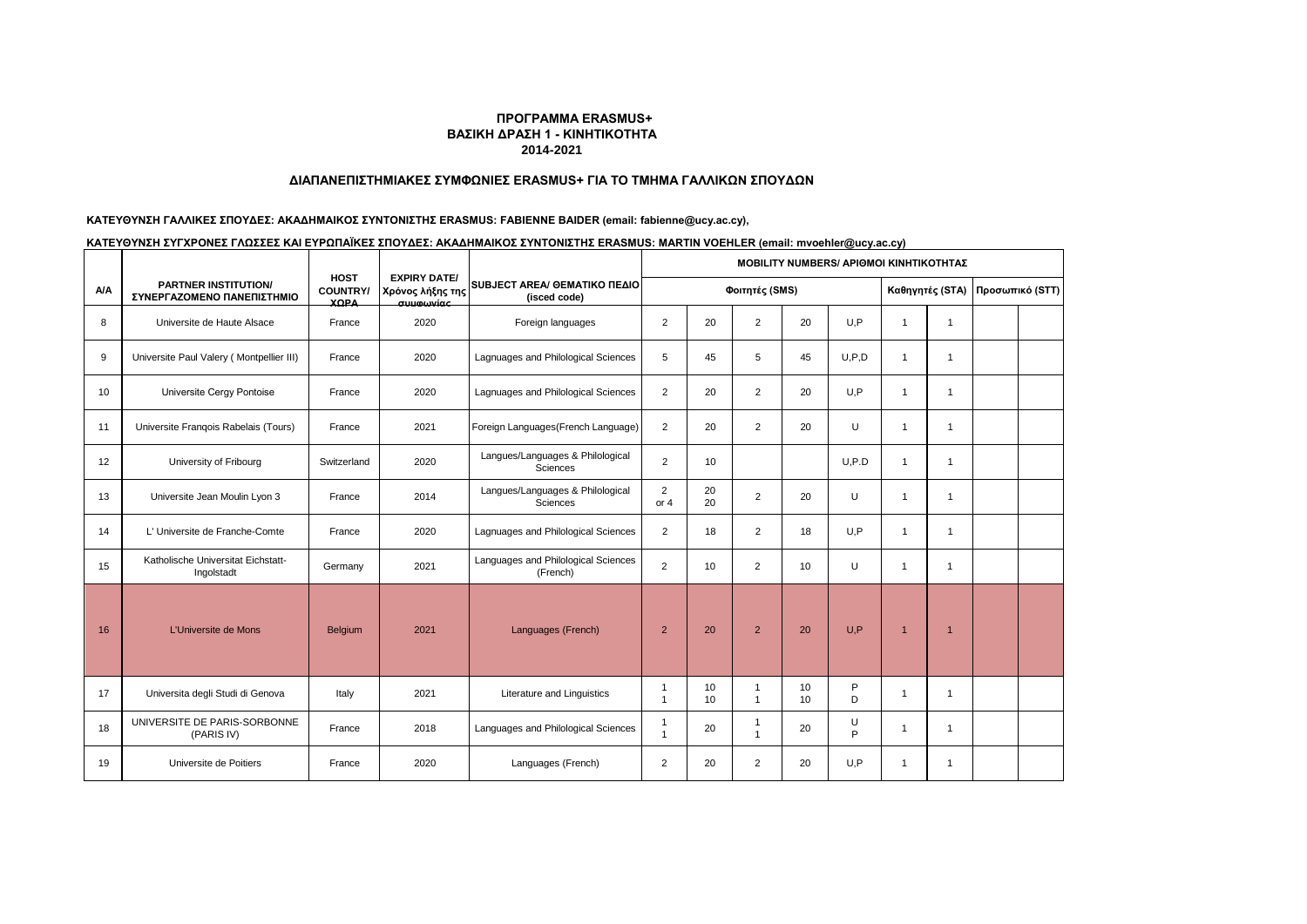**ΠΡΟΓΡΑΜΜΑ ERASMUS+**
**ΒΑΣΙΚΗ ΔΡΑΣΗ 1 - ΚΙΝΗΤΙΚΟΤΗΤΑ**
**2014-2021**

**ΔΙΑΠΑΝΕΠΙΣΤΗΜΙΑΚΕΣ ΣΥΜΦΩΝΙΕΣ ERASMUS+ ΓΙΑ ΤΟ ΤΜΗΜΑ ΓΑΛΛΙΚΩΝ ΣΠΟΥΔΩΝ**

**ΚΑΤΕΥΘΥΝΣΗ ΓΑΛΛΙΚΕΣ ΣΠΟΥΔΕΣ: ΑΚΑΔΗΜΑΙΚΟΣ ΣΥΝΤΟΝΙΣΤΗΣ ERASMUS: FABIENNE BAIDER (email: fabienne@ucy.ac.cy),**

**ΚΑΤΕΥΘΥΝΣΗ ΣΥΓΧΡΟΝΕΣ ΓΛΩΣΣΕΣ ΚΑΙ ΕΥΡΩΠΑΪΚΕΣ ΣΠΟΥΔΕΣ: ΑΚΑΔΗΜΑΙΚΟΣ ΣΥΝΤΟΝΙΣΤΗΣ ERASMUS: MARTIN VOEHLER (email: mvoehler@ucy.ac.cy)**

| Α/Α | PARTNER INSTITUTION/ ΣΥΝΕΡΓΑΖΟΜΕΝΟ ΠΑΝΕΠΙΣΤΗΜΙΟ | HOST COUNTRY/ ΧΩΡΑ | EXPIRY DATE/ Χρόνος λήξης της συμφωνίας | SUBJECT AREA/ ΘΕΜΑΤΙΚΟ ΠΕΔΙΟ (isced code) | MOBILITY NUMBERS/ ΑΡΙΘΜΟΙ ΚΙΝΗΤΙΚΟΤΗΤΑΣ | | | | | | | | |
|---|---|---|---|---|---|---|---|---|---|---|---|---|---|
| | | | | | Φοιτητές (SMS) | | | | | Καθηγητές (STA) | | Προσωπικό (STT) | |
| 8 | Universite de Haute Alsace | France | 2020 | Foreign languages | 2 | 20 | 2 | 20 | U,P | 1 | 1 | | |
| 9 | Universite Paul Valery ( Montpellier III) | France | 2020 | Lagnuages and Philological Sciences | 5 | 45 | 5 | 45 | U,P,D | 1 | 1 | | |
| 10 | Universite Cergy Pontoise | France | 2020 | Lagnuages and Philological Sciences | 2 | 20 | 2 | 20 | U,P | 1 | 1 | | |
| 11 | Universite Franqois Rabelais (Tours) | France | 2021 | Foreign Languages(French Language) | 2 | 20 | 2 | 20 | U | 1 | 1 | | |
| 12 | University of Fribourg | Switzerland | 2020 | Langues/Languages & Philological Sciences | 2 | 10 | | | U,P.D | 1 | 1 | | |
| 13 | Universite Jean Moulin Lyon 3 | France | 2014 | Langues/Languages & Philological Sciences | 2 or 4 | 20 20 | 2 | 20 | U | 1 | 1 | | |
| 14 | L' Universite de Franche-Comte | France | 2020 | Lagnuages and Philological Sciences | 2 | 18 | 2 | 18 | U,P | 1 | 1 | | |
| 15 | Katholische Universitat Eichstatt-Ingolstadt | Germany | 2021 | Languages and Philological Sciences (French) | 2 | 10 | 2 | 10 | U | 1 | 1 | | |
| 16 | L'Universite de Mons | Belgium | 2021 | Languages (French) | 2 | 20 | 2 | 20 | U,P | 1 | 1 | | |
| 17 | Universita degli Studi di Genova | Italy | 2021 | Literature and Linguistics | 1 1 | 10 10 | 1 1 | 10 10 | P D | 1 | 1 | | |
| 18 | UNIVERSITE DE PARIS-SORBONNE (PARIS IV) | France | 2018 | Languages and Philological Sciences | 1 1 | 20 | 1 1 | 20 | U P | 1 | 1 | | |
| 19 | Universite de Poitiers | France | 2020 | Languages (French) | 2 | 20 | 2 | 20 | U,P | 1 | 1 | | |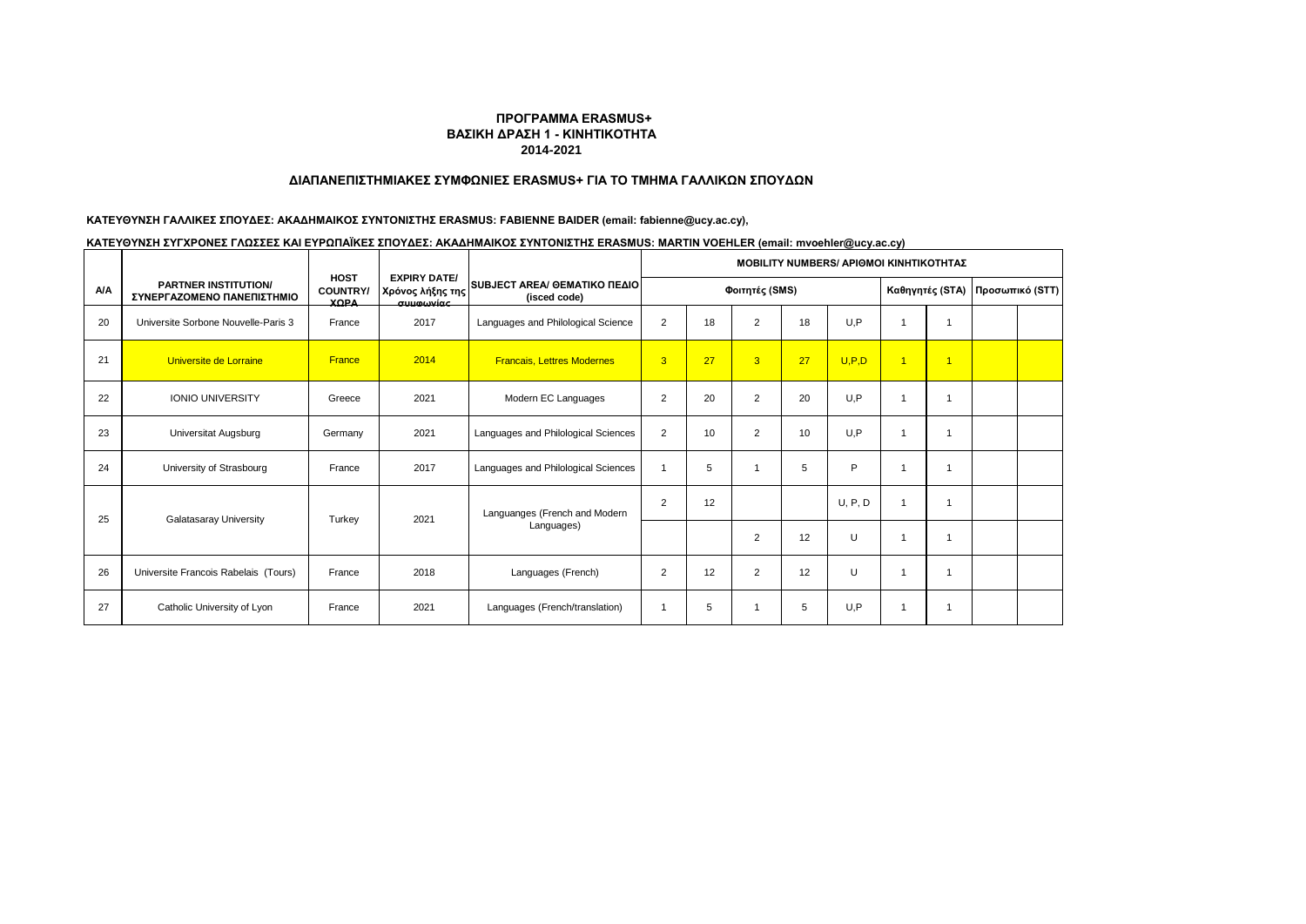**ΠΡΟΓΡΑΜΜΑ ERASMUS+**
**ΒΑΣΙΚΗ ΔΡΑΣΗ 1 - ΚΙΝΗΤΙΚΟΤΗΤΑ**
**2014-2021**

**ΔΙΑΠΑΝΕΠΙΣΤΗΜΙΑΚΕΣ ΣΥΜΦΩΝΙΕΣ ERASMUS+ ΓΙΑ ΤΟ ΤΜΗΜΑ ΓΑΛΛΙΚΩΝ ΣΠΟΥΔΩΝ**

**ΚΑΤΕΥΘΥΝΣΗ ΓΑΛΛΙΚΕΣ ΣΠΟΥΔΕΣ: ΑΚΑΔΗΜΑΙΚΟΣ ΣΥΝΤΟΝΙΣΤΗΣ ERASMUS: FABIENNE BAIDER (email: fabienne@ucy.ac.cy),**

**ΚΑΤΕΥΘΥΝΣΗ ΣΥΓΧΡΟΝΕΣ ΓΛΩΣΣΕΣ ΚΑΙ ΕΥΡΩΠΑΪΚΕΣ ΣΠΟΥΔΕΣ: ΑΚΑΔΗΜΑΙΚΟΣ ΣΥΝΤΟΝΙΣΤΗΣ ERASMUS: MARTIN VOEHLER (email: mvoehler@ucy.ac.cy)**

| Α/Α | PARTNER INSTITUTION/ ΣΥΝΕΡΓΑΖΟΜΕΝΟ ΠΑΝΕΠΙΣΤΗΜΙΟ | HOST COUNTRY/ ΧΩΡΑ | EXPIRY DATE/ Χρόνος λήξης της συμφωνίας | SUBJECT AREA/ ΘΕΜΑΤΙΚΟ ΠΕΔΙΟ (isced code) | MOBILITY NUMBERS/ ΑΡΙΘΜΟΙ ΚΙΝΗΤΙΚΟΤΗΤΑΣ | | | | | | | | |
|---|---|---|---|---|---|---|---|---|---|---|---|---|---|
| | | | | | Φοιτητές (SMS) | | | | | Καθηγητές (STA) | | Προσωπικό (STT) | |
| 20 | Universite Sorbone Nouvelle-Paris 3 | France | 2017 | Languages and Philological Science | 2 | 18 | 2 | 18 | U,P | 1 | 1 | | |
| 21 | Universite de Lorraine | France | 2014 | Francais, Lettres Modernes | 3 | 27 | 3 | 27 | U,P,D | 1 | 1 | | |
| 22 | IONIO UNIVERSITY | Greece | 2021 | Modern EC Languages | 2 | 20 | 2 | 20 | U,P | 1 | 1 | | |
| 23 | Universitat Augsburg | Germany | 2021 | Languages and Philological Sciences | 2 | 10 | 2 | 10 | U,P | 1 | 1 | | |
| 24 | University of Strasbourg | France | 2017 | Languages and Philological Sciences | 1 | 5 | 1 | 5 | P | 1 | 1 | | |
| 25 | Galatasaray University | Turkey | 2021 | Languanges (French and Modern Languages) | 2 | 12 | | | U, P, D | 1 | 1 | | |
| | | | | | | | 2 | 12 | U | 1 | 1 | | |
| 26 | Universite Francois Rabelais (Tours) | France | 2018 | Languages (French) | 2 | 12 | 2 | 12 | U | 1 | 1 | | |
| 27 | Catholic University of Lyon | France | 2021 | Languages (French/translation) | 1 | 5 | 1 | 5 | U,P | 1 | 1 | | |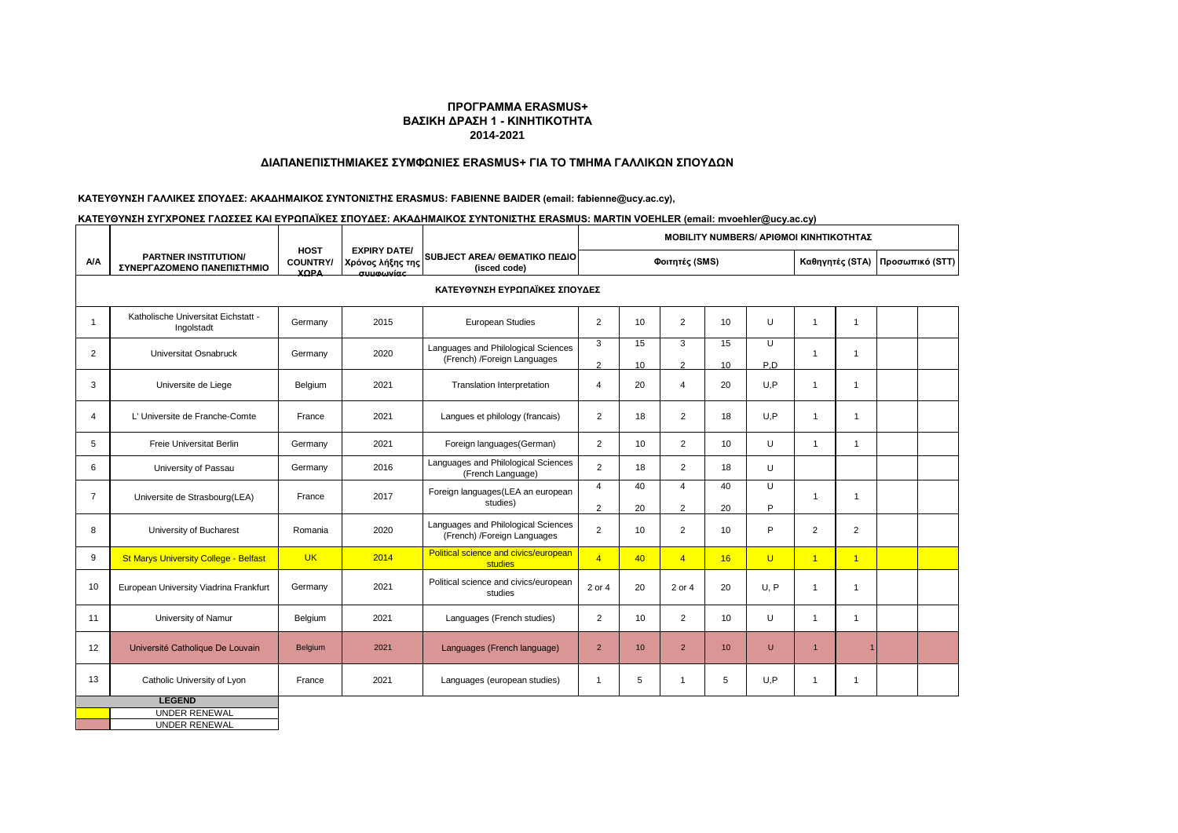## ΠΡΟΓΡΑΜΜΑ ERASMUS+
## ΒΑΣΙΚΗ ΔΡΑΣΗ 1 - ΚΙΝΗΤΙΚΟΤΗΤΑ
## 2014-2021

### ΔΙΑΠΑΝΕΠΙΣΤΗΜΙΑΚΕΣ ΣΥΜΦΩΝΙΕΣ ERASMUS+ ΓΙΑ ΤΟ ΤΜΗΜΑ ΓΑΛΛΙΚΩΝ ΣΠΟΥΔΩΝ

**ΚΑΤΕΥΘΥΝΣΗ ΓΑΛΛΙΚΕΣ ΣΠΟΥΔΕΣ: ΑΚΑΔΗΜΑΙΚΟΣ ΣΥΝΤΟΝΙΣΤΗΣ ERASMUS: FABIENNE BAIDER (email: fabienne@ucy.ac.cy),**

**ΚΑΤΕΥΘΥΝΣΗ ΣΥΓΧΡΟΝΕΣ ΓΛΩΣΣΕΣ ΚΑΙ ΕΥΡΩΠΑΪΚΕΣ ΣΠΟΥΔΕΣ: ΑΚΑΔΗΜΑΙΚΟΣ ΣΥΝΤΟΝΙΣΤΗΣ ERASMUS: MARTIN VOEHLER (email: mvoehler@ucy.ac.cy)**

| Α/Α | PARTNER INSTITUTION/ ΣΥΝΕΡΓΑΖΟΜΕΝΟ ΠΑΝΕΠΙΣΤΗΜΙΟ | HOST COUNTRY/ ΧΩΡΑ | EXPIRY DATE/ Χρόνος λήξης της συμφωνίας | SUBJECT AREA/ ΘΕΜΑΤΙΚΟ ΠΕΔΙΟ (isced code) | MOBILITY NUMBERS/ ΑΡΙΘΜΟΙ ΚΙΝΗΤΙΚΟΤΗΤΑΣ | | | | | | | | |
|---|---|---|---|---|---|---|---|---|---|---|---|---|---|
| | | | | | Φοιτητές (SMS) | | | | | Καθηγητές (STA) | | Προσωπικό (STT) | |
| | | | | | **ΚΑΤΕΥΘΥΝΣΗ ΕΥΡΩΠΑΪΚΕΣ ΣΠΟΥΔΕΣ** | | | | | | | | |
| 1 | Katholische Universitat Eichstatt - Ingolstadt | Germany | 2015 | European Studies | 2 | 10 | 2 | 10 | U | 1 | 1 | | |
| 2 | Universitat Osnabruck | Germany | 2020 | Languages and Philological Sciences (French) /Foreign Languages | 3<br>2 | 15<br>10 | 3<br>2 | 15<br>10 | U<br>P,D | 1 | 1 | | |
| 3 | Universite de Liege | Belgium | 2021 | Translation Interpretation | 4 | 20 | 4 | 20 | U,P | 1 | 1 | | |
| 4 | L' Universite de Franche-Comte | France | 2021 | Langues et philology (francais) | 2 | 18 | 2 | 18 | U,P | 1 | 1 | | |
| 5 | Freie Universitat Berlin | Germany | 2021 | Foreign languages(German) | 2 | 10 | 2 | 10 | U | 1 | 1 | | |
| 6 | University of Passau | Germany | 2016 | Languages and Philological Sciences (French Language) | 2 | 18 | 2 | 18 | U | | | | |
| 7 | Universite de Strasbourg(LEA) | France | 2017 | Foreign languages(LEA an european studies) | 4<br>2 | 40<br>20 | 4<br>2 | 40<br>20 | U<br>P | 1 | 1 | | |
| 8 | University of Bucharest | Romania | 2020 | Languages and Philological Sciences (French) /Foreign Languages | 2 | 10 | 2 | 10 | P | 2 | 2 | | |
| 9 | St Marys University College - Belfast | UK | 2014 | Political science and civics/european studies | 4 | 40 | 4 | 16 | U | 1 | 1 | | |
| 10 | European University Viadrina Frankfurt | Germany | 2021 | Political science and civics/european studies | 2 or 4 | 20 | 2 or 4 | 20 | U, P | 1 | 1 | | |
| 11 | University of Namur | Belgium | 2021 | Languages (French studies) | 2 | 10 | 2 | 10 | U | 1 | 1 | | |
| 12 | Université Catholique De Louvain | Belgium | 2021 | Languages (French language) | 2 | 10 | 2 | 10 | U | 1 | 1 | | |
| 13 | Catholic University of Lyon | France | 2021 | Languages (european studies) | 1 | 5 | 1 | 5 | U,P | 1 | 1 | | |

**LEGEND**

| | |
|---|---|
| (yellow) | UNDER RENEWAL |
| (pink) | UNDER RENEWAL |